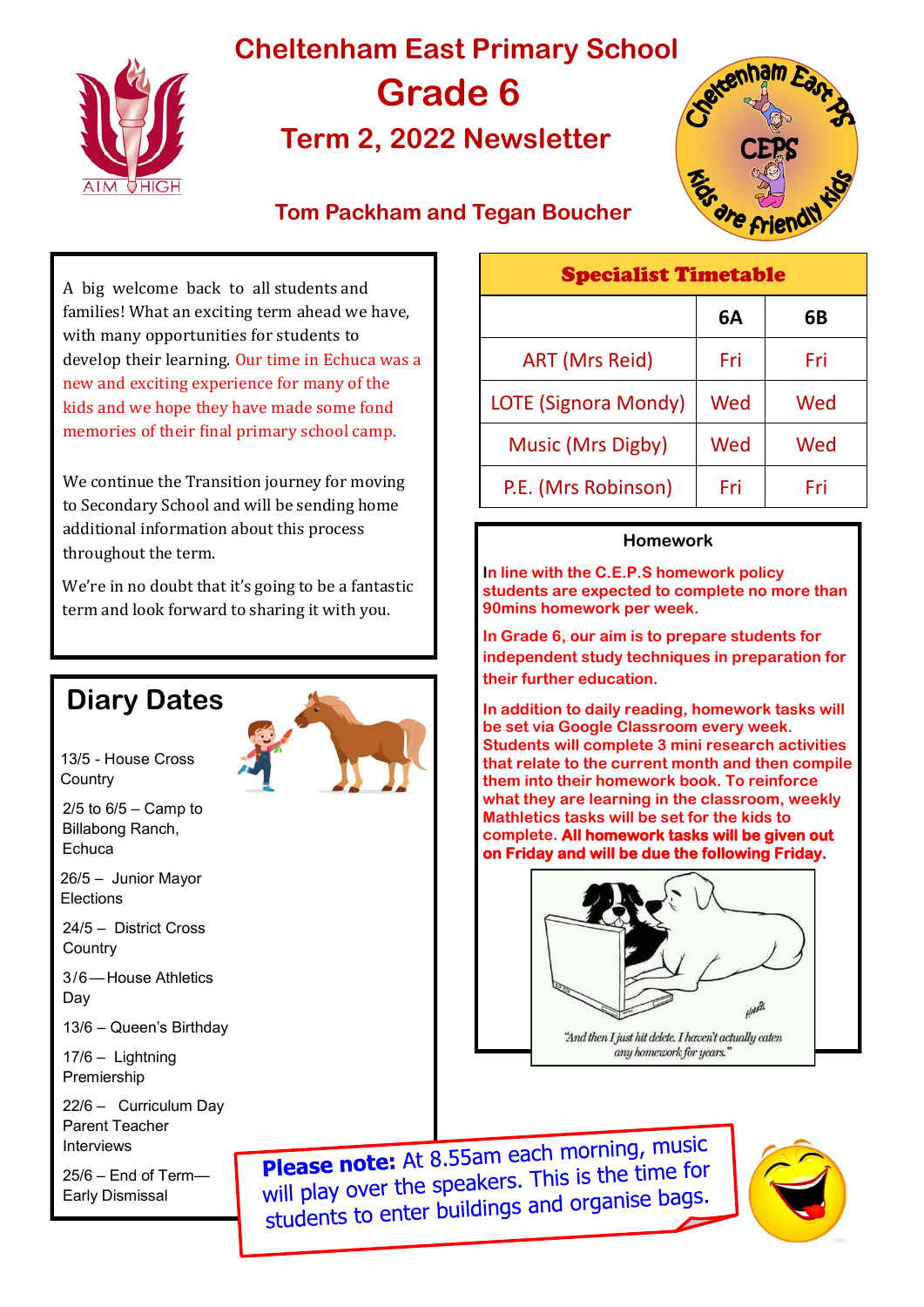# Cheltenham East Primary School

# Grade 6

## Term 2, 2022 Newsletter

### Tom Packham and Tegan Boucher

A big welcome back to all students and families! What an exciting term ahead we have, with many opportunities for students to develop their learning. Our time in Echuca was a new and exciting experience for many of the kids and we hope they have made some fond memories of their final primary school camp.

We continue the Transition journey for moving to Secondary School and will be sending home additional information about this process throughout the term.

We're in no doubt that it's going to be a fantastic term and look forward to sharing it with you.

## Diary Dates

13/5 - House Cross Country

2/5 to 6/5 – Camp to Billabong Ranch, Echuca

26/5 – Junior Mayor Elections

24/5 – District Cross Country

3/6—House Athletics Day

13/6 – Queen's Birthday

17/6 – Lightning Premiership

22/6 – Curriculum Day Parent Teacher Interviews

25/6 – End of Term—Early Dismissal

## Specialist Timetable

| | 6A | 6B |
|---|---|---|
| ART (Mrs Reid) | Fri | Fri |
| LOTE (Signora Mondy) | Wed | Wed |
| Music (Mrs Digby) | Wed | Wed |
| P.E. (Mrs Robinson) | Fri | Fri |

### Homework

In line with the C.E.P.S homework policy students are expected to complete no more than 90mins homework per week.

In Grade 6, our aim is to prepare students for independent study techniques in preparation for their further education.

In addition to daily reading, homework tasks will be set via Google Classroom every week. Students will complete 3 mini research activities that relate to the current month and then compile them into their homework book. To reinforce what they are learning in the classroom, weekly Mathletics tasks will be set for the kids to complete. **All homework tasks will be given out on Friday and will be due the following Friday.**

"And then I just hit delete. I haven't actually eaten any homework for years."

**Please note:** At 8.55am each morning, music will play over the speakers. This is the time for students to enter buildings and organise bags.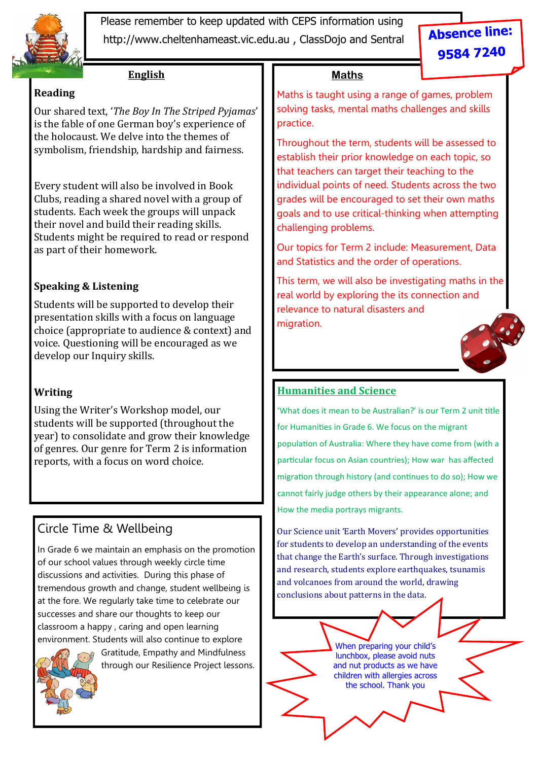Please remember to keep updated with CEPS information using http://www.cheltenhameast.vic.edu.au , ClassDojo and Sentral

**Absence line: 9584 7240**

## English

### Reading

Our shared text, '*The Boy In The Striped Pyjamas*' is the fable of one German boy's experience of the holocaust. We delve into the themes of symbolism, friendship, hardship and fairness.

Every student will also be involved in Book Clubs, reading a shared novel with a group of students. Each week the groups will unpack their novel and build their reading skills. Students might be required to read or respond as part of their homework.

### Speaking & Listening

Students will be supported to develop their presentation skills with a focus on language choice (appropriate to audience & context) and voice. Questioning will be encouraged as we develop our Inquiry skills.

### Writing

Using the Writer's Workshop model, our students will be supported (throughout the year) to consolidate and grow their knowledge of genres. Our genre for Term 2 is information reports, with a focus on word choice.

## Circle Time & Wellbeing

In Grade 6 we maintain an emphasis on the promotion of our school values through weekly circle time discussions and activities. During this phase of tremendous growth and change, student wellbeing is at the fore. We regularly take time to celebrate our successes and share our thoughts to keep our classroom a happy , caring and open learning environment. Students will also continue to explore Gratitude, Empathy and Mindfulness through our Resilience Project lessons.

## Maths

Maths is taught using a range of games, problem solving tasks, mental maths challenges and skills practice.

Throughout the term, students will be assessed to establish their prior knowledge on each topic, so that teachers can target their teaching to the individual points of need. Students across the two grades will be encouraged to set their own maths goals and to use critical-thinking when attempting challenging problems.

Our topics for Term 2 include: Measurement, Data and Statistics and the order of operations.

This term, we will also be investigating maths in the real world by exploring the its connection and relevance to natural disasters and migration.

## Humanities and Science

'What does it mean to be Australian?' is our Term 2 unit title for Humanities in Grade 6. We focus on the migrant population of Australia: Where they have come from (with a particular focus on Asian countries); How war has affected migration through history (and continues to do so); How we cannot fairly judge others by their appearance alone; and How the media portrays migrants.

Our Science unit 'Earth Movers' provides opportunities for students to develop an understanding of the events that change the Earth's surface. Through investigations and research, students explore earthquakes, tsunamis and volcanoes from around the world, drawing conclusions about patterns in the data.

When preparing your child's lunchbox, please avoid nuts and nut products as we have children with allergies across the school. Thank you